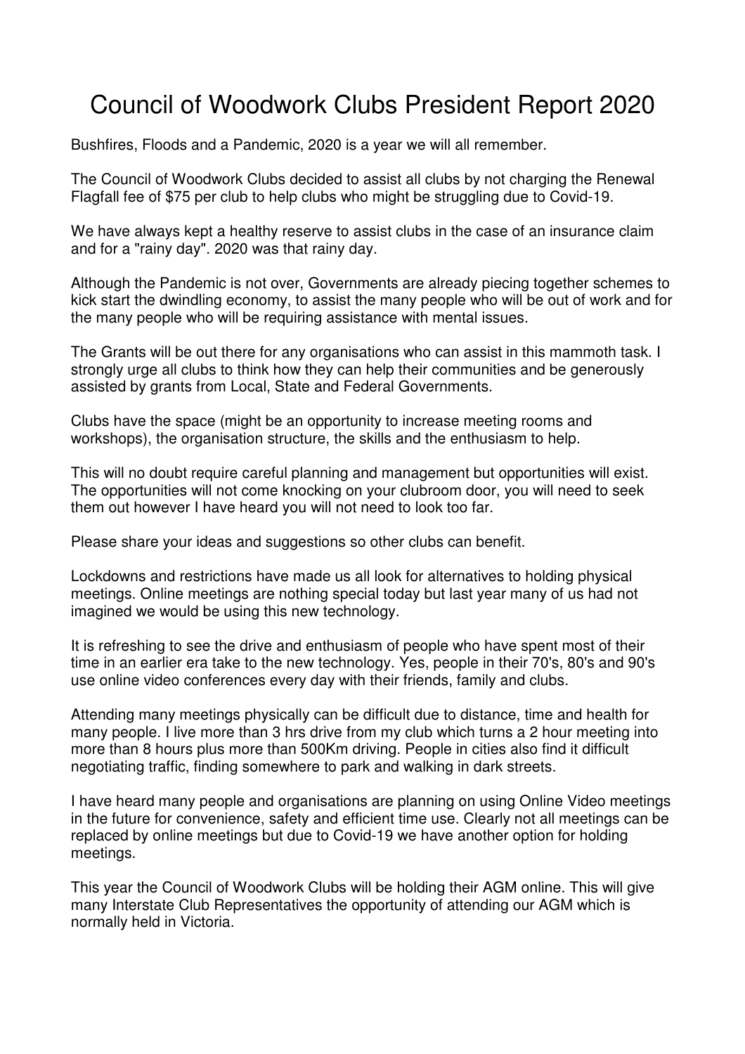# Council of Woodwork Clubs President Report 2020

Bushfires, Floods and a Pandemic, 2020 is a year we will all remember.

The Council of Woodwork Clubs decided to assist all clubs by not charging the Renewal Flagfall fee of $75 per club to help clubs who might be struggling due to Covid-19.

We have always kept a healthy reserve to assist clubs in the case of an insurance claim and for a "rainy day". 2020 was that rainy day.

Although the Pandemic is not over, Governments are already piecing together schemes to kick start the dwindling economy, to assist the many people who will be out of work and for the many people who will be requiring assistance with mental issues.

The Grants will be out there for any organisations who can assist in this mammoth task. I strongly urge all clubs to think how they can help their communities and be generously assisted by grants from Local, State and Federal Governments.

Clubs have the space (might be an opportunity to increase meeting rooms and workshops), the organisation structure, the skills and the enthusiasm to help.

This will no doubt require careful planning and management but opportunities will exist. The opportunities will not come knocking on your clubroom door, you will need to seek them out however I have heard you will not need to look too far.

Please share your ideas and suggestions so other clubs can benefit.

Lockdowns and restrictions have made us all look for alternatives to holding physical meetings. Online meetings are nothing special today but last year many of us had not imagined we would be using this new technology.

It is refreshing to see the drive and enthusiasm of people who have spent most of their time in an earlier era take to the new technology. Yes, people in their 70's, 80's and 90's use online video conferences every day with their friends, family and clubs.

Attending many meetings physically can be difficult due to distance, time and health for many people. I live more than 3 hrs drive from my club which turns a 2 hour meeting into more than 8 hours plus more than 500Km driving. People in cities also find it difficult negotiating traffic, finding somewhere to park and walking in dark streets.

I have heard many people and organisations are planning on using Online Video meetings in the future for convenience, safety and efficient time use. Clearly not all meetings can be replaced by online meetings but due to Covid-19 we have another option for holding meetings.

This year the Council of Woodwork Clubs will be holding their AGM online. This will give many Interstate Club Representatives the opportunity of attending our AGM which is normally held in Victoria.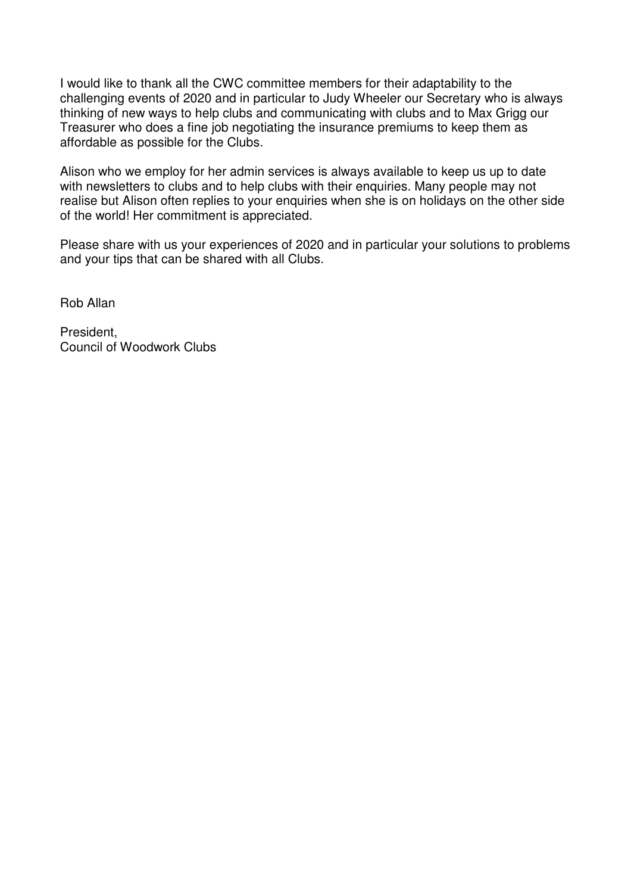I would like to thank all the CWC committee members for their adaptability to the challenging events of 2020 and in particular to Judy Wheeler our Secretary who is always thinking of new ways to help clubs and communicating with clubs and to Max Grigg our Treasurer who does a fine job negotiating the insurance premiums to keep them as affordable as possible for the Clubs.

Alison who we employ for her admin services is always available to keep us up to date with newsletters to clubs and to help clubs with their enquiries. Many people may not realise but Alison often replies to your enquiries when she is on holidays on the other side of the world! Her commitment is appreciated.

Please share with us your experiences of 2020 and in particular your solutions to problems and your tips that can be shared with all Clubs.

Rob Allan

President,
Council of Woodwork Clubs